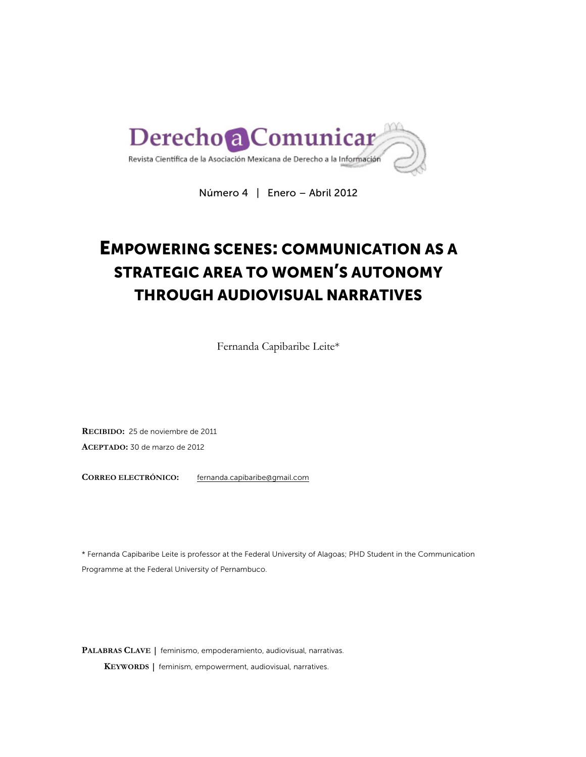Derecho a Comunicar

Revista Científica de la Asociación Mexicana de Derecho a la Información

Número 4 | Enero – Abril 2012

# EMPOWERING SCENES: COMMUNICATION AS A STRATEGIC AREA TO WOMEN'S AUTONOMY THROUGH AUDIOVISUAL NARRATIVES

Fernanda Capibaribe Leite*

**RECIBIDO:** 25 de noviembre de 2011

**ACEPTADO:** 30 de marzo de 2012

**CORREO ELECTRÓNICO:** fernanda.capibaribe@gmail.com

\* Fernanda Capibaribe Leite is professor at the Federal University of Alagoas; PHD Student in the Communication Programme at the Federal University of Pernambuco.

**PALABRAS CLAVE |** feminismo, empoderamiento, audiovisual, narrativas.

**KEYWORDS |** feminism, empowerment, audiovisual, narratives.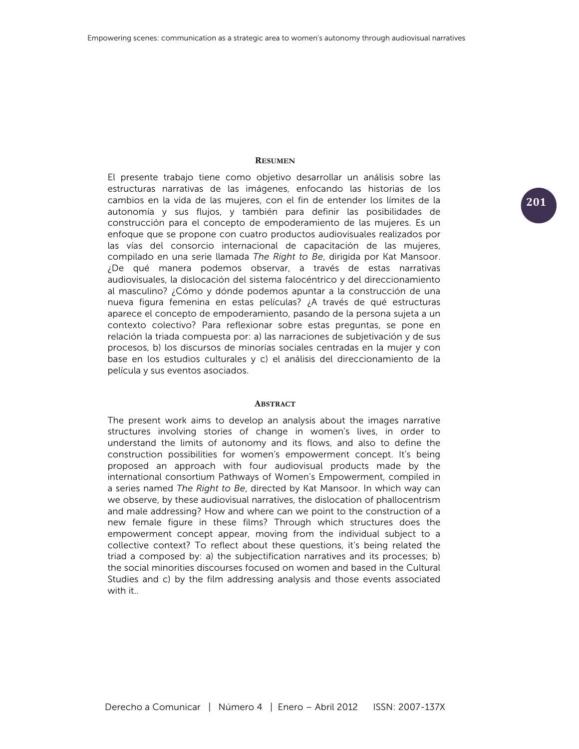## Resumen

El presente trabajo tiene como objetivo desarrollar un análisis sobre las estructuras narrativas de las imágenes, enfocando las historias de los cambios en la vida de las mujeres, con el fin de entender los límites de la autonomía y sus flujos, y también para definir las posibilidades de construcción para el concepto de empoderamiento de las mujeres. Es un enfoque que se propone con cuatro productos audiovisuales realizados por las vías del consorcio internacional de capacitación de las mujeres, compilado en una serie llamada *The Right to Be*, dirigida por Kat Mansoor. ¿De qué manera podemos observar, a través de estas narrativas audiovisuales, la dislocación del sistema falocéntrico y del direccionamiento al masculino? ¿Cómo y dónde podemos apuntar a la construcción de una nueva figura femenina en estas películas? ¿A través de qué estructuras aparece el concepto de empoderamiento, pasando de la persona sujeta a un contexto colectivo? Para reflexionar sobre estas preguntas, se pone en relación la triada compuesta por: a) las narraciones de subjetivación y de sus procesos, b) los discursos de minorías sociales centradas en la mujer y con base en los estudios culturales y c) el análisis del direccionamiento de la película y sus eventos asociados.

## Abstract

The present work aims to develop an analysis about the images narrative structures involving stories of change in women's lives, in order to understand the limits of autonomy and its flows, and also to define the construction possibilities for women's empowerment concept. It's being proposed an approach with four audiovisual products made by the international consortium Pathways of Women's Empowerment, compiled in a series named *The Right to Be*, directed by Kat Mansoor. In which way can we observe, by these audiovisual narratives, the dislocation of phallocentrism and male addressing? How and where can we point to the construction of a new female figure in these films? Through which structures does the empowerment concept appear, moving from the individual subject to a collective context? To reflect about these questions, it's being related the triad a composed by: a) the subjectification narratives and its processes; b) the social minorities discourses focused on women and based in the Cultural Studies and c) by the film addressing analysis and those events associated with it..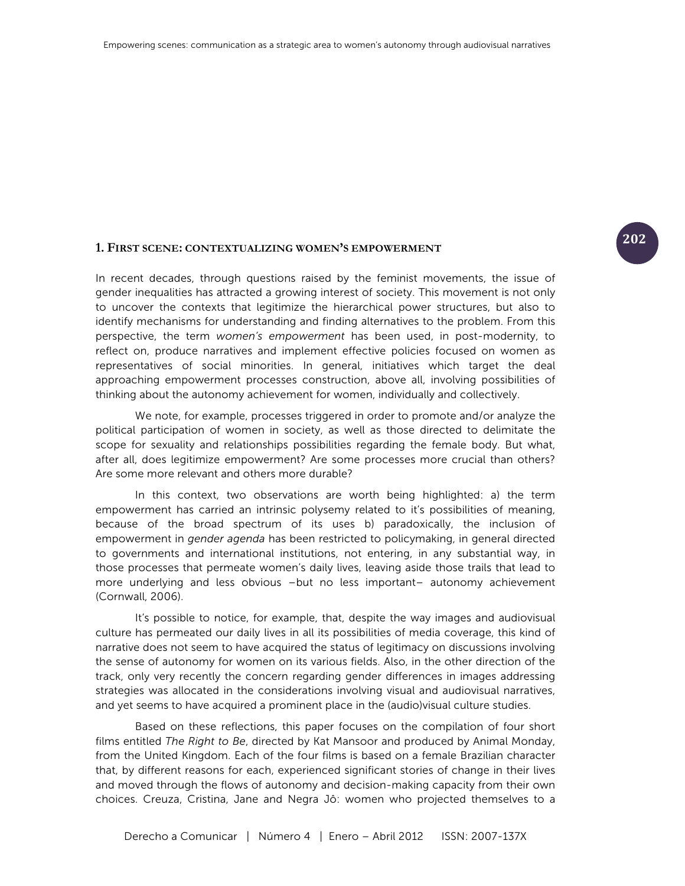## 1. First scene: contextualizing women's empowerment

In recent decades, through questions raised by the feminist movements, the issue of gender inequalities has attracted a growing interest of society. This movement is not only to uncover the contexts that legitimize the hierarchical power structures, but also to identify mechanisms for understanding and finding alternatives to the problem. From this perspective, the term *women's empowerment* has been used, in post-modernity, to reflect on, produce narratives and implement effective policies focused on women as representatives of social minorities. In general, initiatives which target the deal approaching empowerment processes construction, above all, involving possibilities of thinking about the autonomy achievement for women, individually and collectively.

We note, for example, processes triggered in order to promote and/or analyze the political participation of women in society, as well as those directed to delimitate the scope for sexuality and relationships possibilities regarding the female body. But what, after all, does legitimize empowerment? Are some processes more crucial than others? Are some more relevant and others more durable?

In this context, two observations are worth being highlighted: a) the term empowerment has carried an intrinsic polysemy related to it's possibilities of meaning, because of the broad spectrum of its uses b) paradoxically, the inclusion of empowerment in *gender agenda* has been restricted to policymaking, in general directed to governments and international institutions, not entering, in any substantial way, in those processes that permeate women's daily lives, leaving aside those trails that lead to more underlying and less obvious –but no less important– autonomy achievement (Cornwall, 2006).

It's possible to notice, for example, that, despite the way images and audiovisual culture has permeated our daily lives in all its possibilities of media coverage, this kind of narrative does not seem to have acquired the status of legitimacy on discussions involving the sense of autonomy for women on its various fields. Also, in the other direction of the track, only very recently the concern regarding gender differences in images addressing strategies was allocated in the considerations involving visual and audiovisual narratives, and yet seems to have acquired a prominent place in the (audio)visual culture studies.

Based on these reflections, this paper focuses on the compilation of four short films entitled *The Right to Be*, directed by Kat Mansoor and produced by Animal Monday, from the United Kingdom. Each of the four films is based on a female Brazilian character that, by different reasons for each, experienced significant stories of change in their lives and moved through the flows of autonomy and decision-making capacity from their own choices. Creuza, Cristina, Jane and Negra Jô: women who projected themselves to a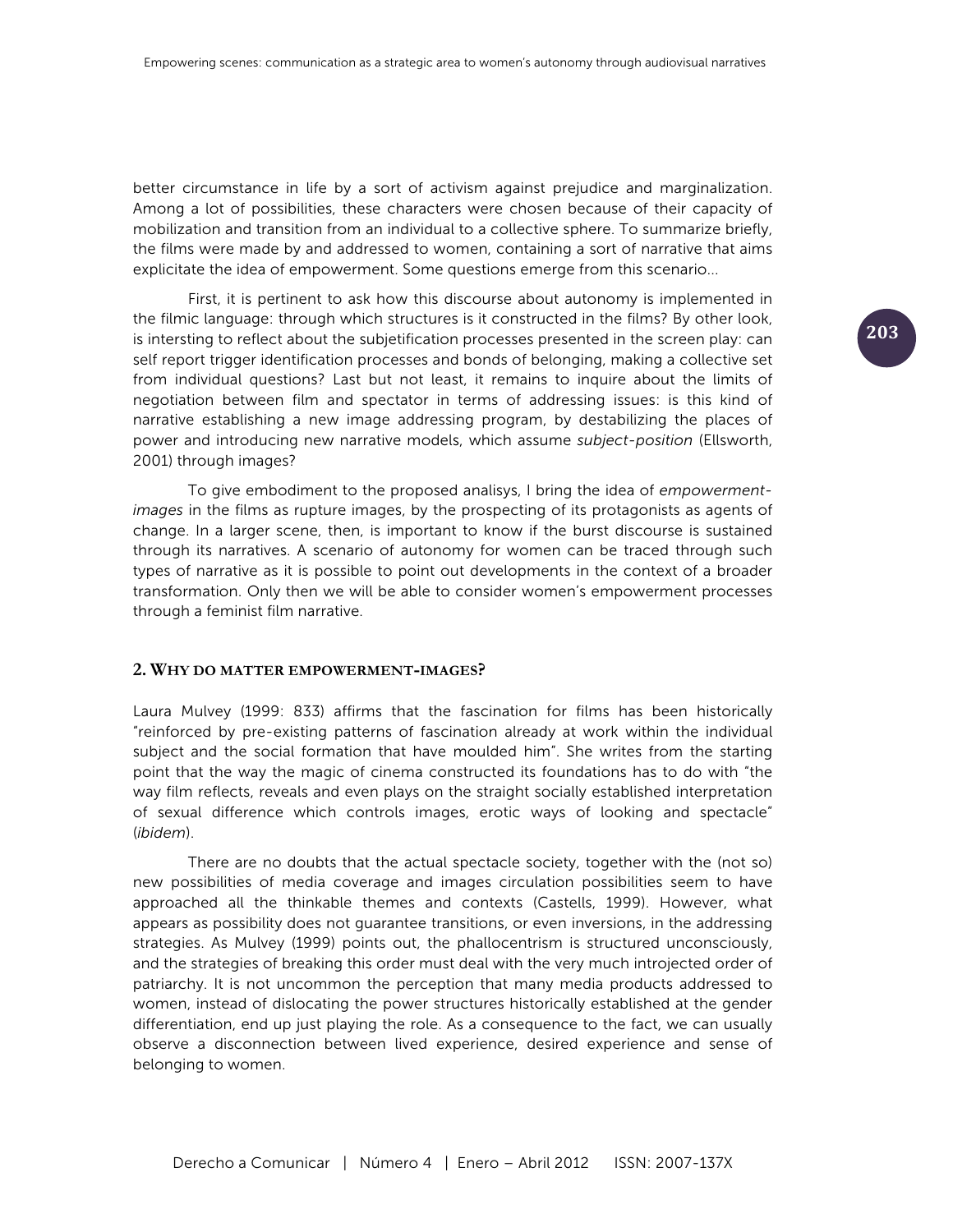better circumstance in life by a sort of activism against prejudice and marginalization. Among a lot of possibilities, these characters were chosen because of their capacity of mobilization and transition from an individual to a collective sphere. To summarize briefly, the films were made by and addressed to women, containing a sort of narrative that aims explicitate the idea of empowerment. Some questions emerge from this scenario...

First, it is pertinent to ask how this discourse about autonomy is implemented in the filmic language: through which structures is it constructed in the films? By other look, is intersting to reflect about the subjetification processes presented in the screen play: can self report trigger identification processes and bonds of belonging, making a collective set from individual questions? Last but not least, it remains to inquire about the limits of negotiation between film and spectator in terms of addressing issues: is this kind of narrative establishing a new image addressing program, by destabilizing the places of power and introducing new narrative models, which assume *subject-position* (Ellsworth, 2001) through images?

To give embodiment to the proposed analisys, I bring the idea of *empowerment-images* in the films as rupture images, by the prospecting of its protagonists as agents of change. In a larger scene, then, is important to know if the burst discourse is sustained through its narratives. A scenario of autonomy for women can be traced through such types of narrative as it is possible to point out developments in the context of a broader transformation. Only then we will be able to consider women's empowerment processes through a feminist film narrative.

## 2. Why do matter empowerment-images?

Laura Mulvey (1999: 833) affirms that the fascination for films has been historically "reinforced by pre-existing patterns of fascination already at work within the individual subject and the social formation that have moulded him". She writes from the starting point that the way the magic of cinema constructed its foundations has to do with "the way film reflects, reveals and even plays on the straight socially established interpretation of sexual difference which controls images, erotic ways of looking and spectacle" (*ibidem*).

There are no doubts that the actual spectacle society, together with the (not so) new possibilities of media coverage and images circulation possibilities seem to have approached all the thinkable themes and contexts (Castells, 1999). However, what appears as possibility does not guarantee transitions, or even inversions, in the addressing strategies. As Mulvey (1999) points out, the phallocentrism is structured unconsciously, and the strategies of breaking this order must deal with the very much introjected order of patriarchy. It is not uncommon the perception that many media products addressed to women, instead of dislocating the power structures historically established at the gender differentiation, end up just playing the role. As a consequence to the fact, we can usually observe a disconnection between lived experience, desired experience and sense of belonging to women.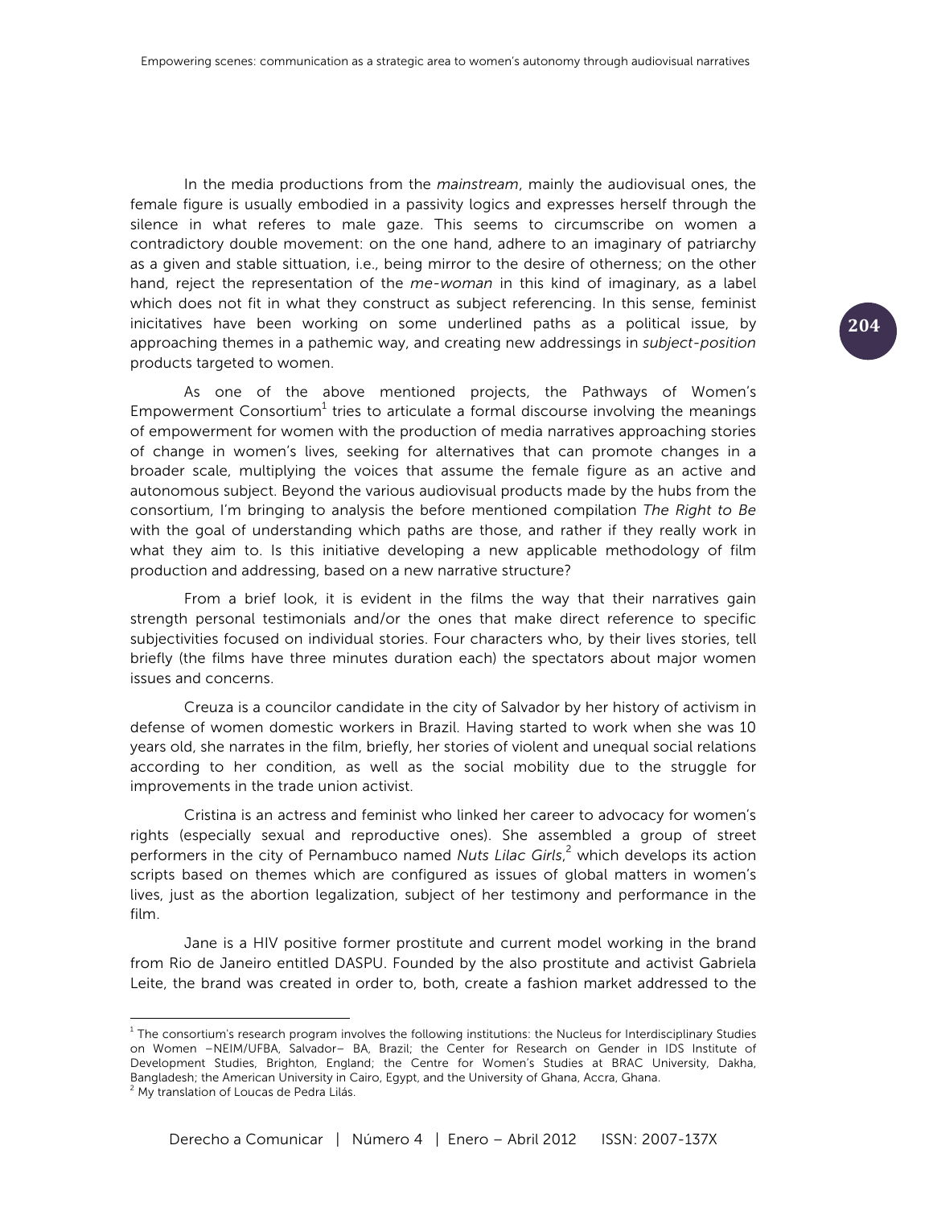In the media productions from the *mainstream*, mainly the audiovisual ones, the female figure is usually embodied in a passivity logics and expresses herself through the silence in what referes to male gaze. This seems to circumscribe on women a contradictory double movement: on the one hand, adhere to an imaginary of patriarchy as a given and stable situation, i.e., being mirror to the desire of otherness; on the other hand, reject the representation of the *me-woman* in this kind of imaginary, as a label which does not fit in what they construct as subject referencing. In this sense, feminist inicitatives have been working on some underlined paths as a political issue, by approaching themes in a pathemic way, and creating new addressings in *subject-position* products targeted to women.

As one of the above mentioned projects, the Pathways of Women's Empowerment Consortium[1] tries to articulate a formal discourse involving the meanings of empowerment for women with the production of media narratives approaching stories of change in women's lives, seeking for alternatives that can promote changes in a broader scale, multiplying the voices that assume the female figure as an active and autonomous subject. Beyond the various audiovisual products made by the hubs from the consortium, I'm bringing to analysis the before mentioned compilation *The Right to Be* with the goal of understanding which paths are those, and rather if they really work in what they aim to. Is this initiative developing a new applicable methodology of film production and addressing, based on a new narrative structure?

From a brief look, it is evident in the films the way that their narratives gain strength personal testimonials and/or the ones that make direct reference to specific subjectivities focused on individual stories. Four characters who, by their lives stories, tell briefly (the films have three minutes duration each) the spectators about major women issues and concerns.

Creuza is a councilor candidate in the city of Salvador by her history of activism in defense of women domestic workers in Brazil. Having started to work when she was 10 years old, she narrates in the film, briefly, her stories of violent and unequal social relations according to her condition, as well as the social mobility due to the struggle for improvements in the trade union activist.

Cristina is an actress and feminist who linked her career to advocacy for women's rights (especially sexual and reproductive ones). She assembled a group of street performers in the city of Pernambuco named *Nuts Lilac Girls*,[2] which develops its action scripts based on themes which are configured as issues of global matters in women's lives, just as the abortion legalization, subject of her testimony and performance in the film.

Jane is a HIV positive former prostitute and current model working in the brand from Rio de Janeiro entitled DASPU. Founded by the also prostitute and activist Gabriela Leite, the brand was created in order to, both, create a fashion market addressed to the

---

[1] The consortium's research program involves the following institutions: the Nucleus for Interdisciplinary Studies on Women –NEIM/UFBA, Salvador– BA, Brazil; the Center for Research on Gender in IDS Institute of Development Studies, Brighton, England; the Centre for Women's Studies at BRAC University, Dakha, Bangladesh; the American University in Cairo, Egypt, and the University of Ghana, Accra, Ghana.

[2] My translation of Loucas de Pedra Lilás.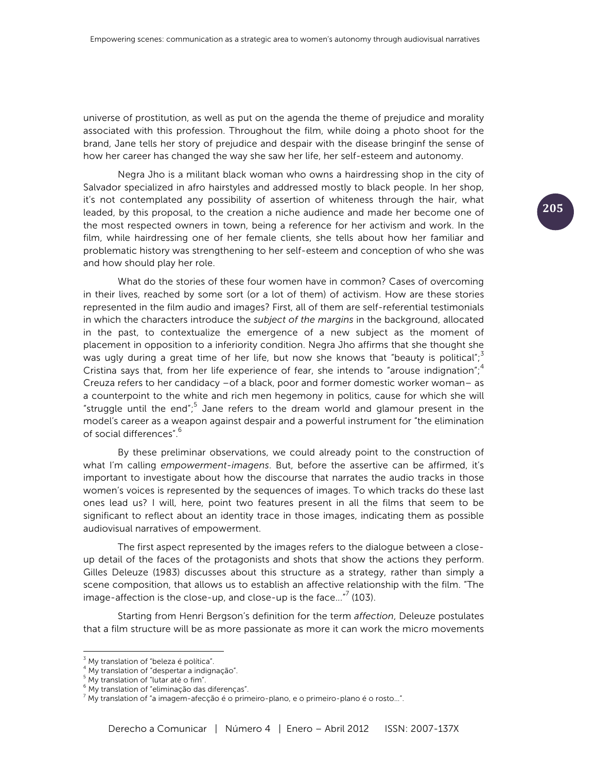universe of prostitution, as well as put on the agenda the theme of prejudice and morality associated with this profession. Throughout the film, while doing a photo shoot for the brand, Jane tells her story of prejudice and despair with the disease bringinf the sense of how her career has changed the way she saw her life, her self-esteem and autonomy.

Negra Jho is a militant black woman who owns a hairdressing shop in the city of Salvador specialized in afro hairstyles and addressed mostly to black people. In her shop, it's not contemplated any possibility of assertion of whiteness through the hair, what leaded, by this proposal, to the creation a niche audience and made her become one of the most respected owners in town, being a reference for her activism and work. In the film, while hairdressing one of her female clients, she tells about how her familiar and problematic history was strengthening to her self-esteem and conception of who she was and how should play her role.

What do the stories of these four women have in common? Cases of overcoming in their lives, reached by some sort (or a lot of them) of activism. How are these stories represented in the film audio and images? First, all of them are self-referential testimonials in which the characters introduce the *subject of the margins* in the background, allocated in the past, to contextualize the emergence of a new subject as the moment of placement in opposition to a inferiority condition. Negra Jho affirms that she thought she was ugly during a great time of her life, but now she knows that "beauty is political";[3] Cristina says that, from her life experience of fear, she intends to "arouse indignation";[4] Creuza refers to her candidacy –of a black, poor and former domestic worker woman– as a counterpoint to the white and rich men hegemony in politics, cause for which she will "struggle until the end";[5] Jane refers to the dream world and glamour present in the model's career as a weapon against despair and a powerful instrument for "the elimination of social differences".[6]

By these preliminar observations, we could already point to the construction of what I'm calling *empowerment-imagens*. But, before the assertive can be affirmed, it's important to investigate about how the discourse that narrates the audio tracks in those women's voices is represented by the sequences of images. To which tracks do these last ones lead us? I will, here, point two features present in all the films that seem to be significant to reflect about an identity trace in those images, indicating them as possible audiovisual narratives of empowerment.

The first aspect represented by the images refers to the dialogue between a close-up detail of the faces of the protagonists and shots that show the actions they perform. Gilles Deleuze (1983) discusses about this structure as a strategy, rather than simply a scene composition, that allows us to establish an affective relationship with the film. "The image-affection is the close-up, and close-up is the face..."[7] (103).

Starting from Henri Bergson's definition for the term *affection*, Deleuze postulates that a film structure will be as more passionate as more it can work the micro movements

---

[3] My translation of "beleza é política".
[4] My translation of "despertar a indignação".
[5] My translation of "lutar até o fim".
[6] My translation of "eliminação das diferenças".
[7] My translation of "a imagem-afecção é o primeiro-plano, e o primeiro-plano é o rosto...".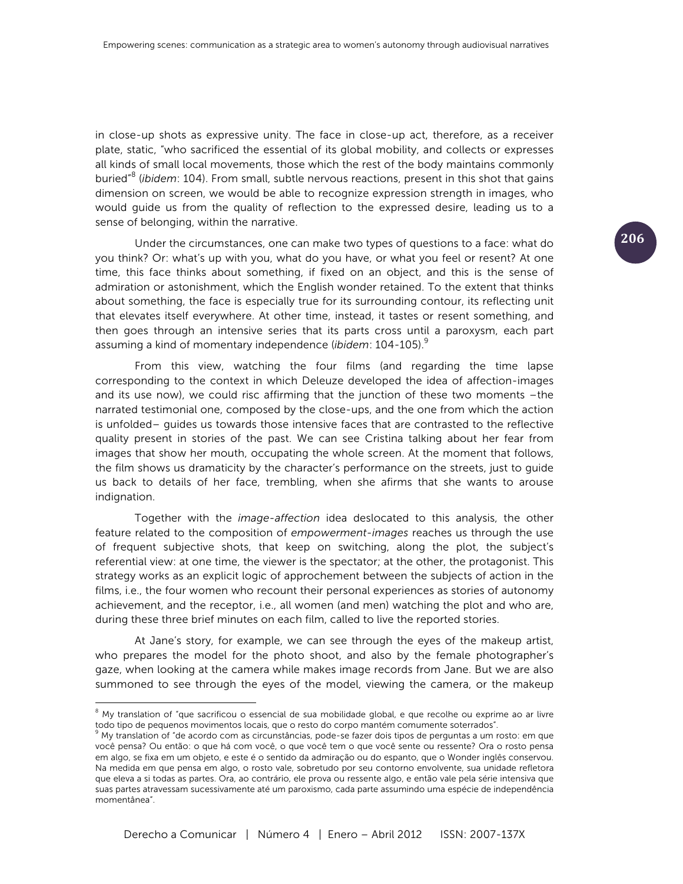in close-up shots as expressive unity. The face in close-up act, therefore, as a receiver plate, static, "who sacrificed the essential of its global mobility, and collects or expresses all kinds of small local movements, those which the rest of the body maintains commonly buried"[8] (*ibidem*: 104). From small, subtle nervous reactions, present in this shot that gains dimension on screen, we would be able to recognize expression strength in images, who would guide us from the quality of reflection to the expressed desire, leading us to a sense of belonging, within the narrative.

Under the circumstances, one can make two types of questions to a face: what do you think? Or: what's up with you, what do you have, or what you feel or resent? At one time, this face thinks about something, if fixed on an object, and this is the sense of admiration or astonishment, which the English wonder retained. To the extent that thinks about something, the face is especially true for its surrounding contour, its reflecting unit that elevates itself everywhere. At other time, instead, it tastes or resent something, and then goes through an intensive series that its parts cross until a paroxysm, each part assuming a kind of momentary independence (*ibidem*: 104-105).[9]

From this view, watching the four films (and regarding the time lapse corresponding to the context in which Deleuze developed the idea of affection-images and its use now), we could risc affirming that the junction of these two moments –the narrated testimonial one, composed by the close-ups, and the one from which the action is unfolded– guides us towards those intensive faces that are contrasted to the reflective quality present in stories of the past. We can see Cristina talking about her fear from images that show her mouth, occupating the whole screen. At the moment that follows, the film shows us dramaticity by the character's performance on the streets, just to guide us back to details of her face, trembling, when she afirms that she wants to arouse indignation.

Together with the *image-affection* idea deslocated to this analysis, the other feature related to the composition of *empowerment-images* reaches us through the use of frequent subjective shots, that keep on switching, along the plot, the subject's referential view: at one time, the viewer is the spectator; at the other, the protagonist. This strategy works as an explicit logic of approchement between the subjects of action in the films, i.e., the four women who recount their personal experiences as stories of autonomy achievement, and the receptor, i.e., all women (and men) watching the plot and who are, during these three brief minutes on each film, called to live the reported stories.

At Jane's story, for example, we can see through the eyes of the makeup artist, who prepares the model for the photo shoot, and also by the female photographer's gaze, when looking at the camera while makes image records from Jane. But we are also summoned to see through the eyes of the model, viewing the camera, or the makeup

---

[8] My translation of "que sacrificou o essencial de sua mobilidade global, e que recolhe ou exprime ao ar livre todo tipo de pequenos movimentos locais, que o resto do corpo mantém comumente soterrados".

[9] My translation of "de acordo com as circunstâncias, pode-se fazer dois tipos de perguntas a um rosto: em que você pensa? Ou então: o que há com você, o que você tem o que você sente ou ressente? Ora o rosto pensa em algo, se fixa em um objeto, e este é o sentido da admiração ou do espanto, que o Wonder inglês conservou. Na medida em que pensa em algo, o rosto vale, sobretudo por seu contorno envolvente, sua unidade refletora que eleva a si todas as partes. Ora, ao contrário, ele prova ou ressente algo, e então vale pela série intensiva que suas partes atravessam sucessivamente até um paroxismo, cada parte assumindo uma espécie de independência momentânea".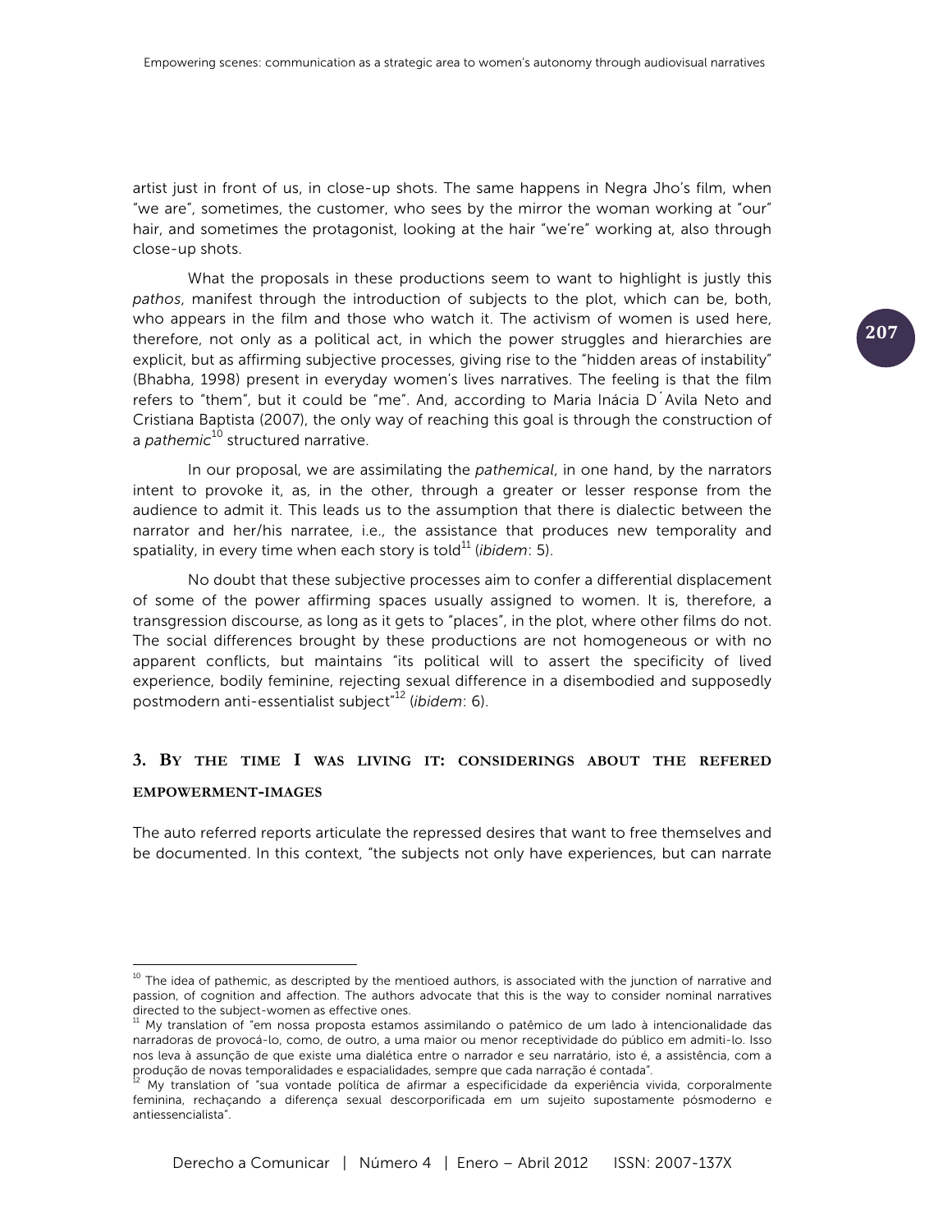artist just in front of us, in close-up shots. The same happens in Negra Jho's film, when "we are", sometimes, the customer, who sees by the mirror the woman working at "our" hair, and sometimes the protagonist, looking at the hair "we're" working at, also through close-up shots.

What the proposals in these productions seem to want to highlight is justly this *pathos*, manifest through the introduction of subjects to the plot, which can be, both, who appears in the film and those who watch it. The activism of women is used here, therefore, not only as a political act, in which the power struggles and hierarchies are explicit, but as affirming subjective processes, giving rise to the "hidden areas of instability" (Bhabha, 1998) present in everyday women's lives narratives. The feeling is that the film refers to "them", but it could be "me". And, according to Maria Inácia D´Avila Neto and Cristiana Baptista (2007), the only way of reaching this goal is through the construction of a *pathemic*[10] structured narrative.

In our proposal, we are assimilating the *pathemical*, in one hand, by the narrators intent to provoke it, as, in the other, through a greater or lesser response from the audience to admit it. This leads us to the assumption that there is dialectic between the narrator and her/his narratee, i.e., the assistance that produces new temporality and spatiality, in every time when each story is told[11] (*ibidem*: 5).

No doubt that these subjective processes aim to confer a differential displacement of some of the power affirming spaces usually assigned to women. It is, therefore, a transgression discourse, as long as it gets to "places", in the plot, where other films do not. The social differences brought by these productions are not homogeneous or with no apparent conflicts, but maintains "its political will to assert the specificity of lived experience, bodily feminine, rejecting sexual difference in a disembodied and supposedly postmodern anti-essentialist subject"[12] (*ibidem*: 6).

## 3. By the time I was living it: considerings about the refered empowerment-images

The auto referred reports articulate the repressed desires that want to free themselves and be documented. In this context, "the subjects not only have experiences, but can narrate

---

[10] The idea of pathemic, as descripted by the mentioed authors, is associated with the junction of narrative and passion, of cognition and affection. The authors advocate that this is the way to consider nominal narratives directed to the subject-women as effective ones.

[11] My translation of "em nossa proposta estamos assimilando o patêmico de um lado à intencionalidade das narradoras de provocá-lo, como, de outro, a uma maior ou menor receptividade do público em admiti-lo. Isso nos leva à assunção de que existe uma dialética entre o narrador e seu narratário, isto é, a assistência, com a produção de novas temporalidades e espacialidades, sempre que cada narração é contada".

[12] My translation of "sua vontade política de afirmar a especificidade da experiência vivida, corporalmente feminina, rechaçando a diferença sexual descorporificada em um sujeito supostamente pósmoderno e antiessencialista".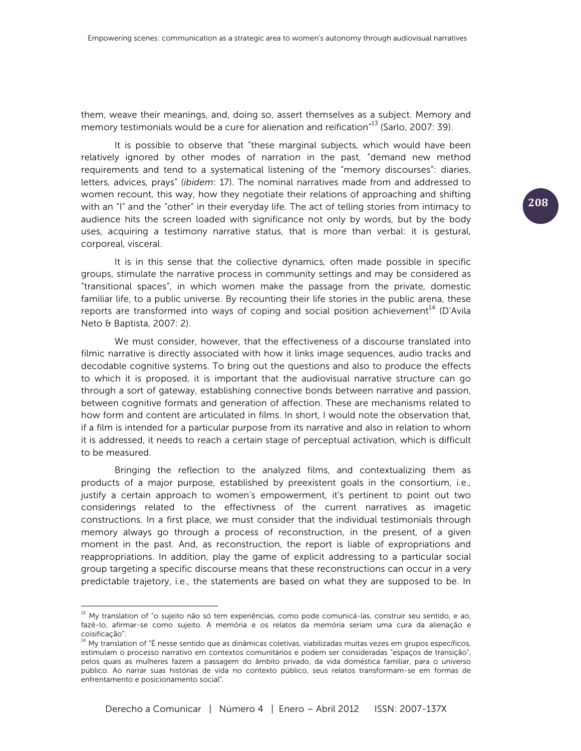them, weave their meanings, and, doing so, assert themselves as a subject. Memory and memory testimonials would be a cure for alienation and reification"[13] (Sarlo, 2007: 39).

It is possible to observe that "these marginal subjects, which would have been relatively ignored by other modes of narration in the past, "demand new method requirements and tend to a systematical listening of the "memory discourses": diaries, letters, advices, prays" (*ibidem*: 17). The nominal narratives made from and addressed to women recount, this way, how they negotiate their relations of approaching and shifting with an "I" and the "other" in their everyday life. The act of telling stories from intimacy to audience hits the screen loaded with significance not only by words, but by the body uses, acquiring a testimony narrative status, that is more than verbal: it is gestural, corporeal, visceral.

It is in this sense that the collective dynamics, often made possible in specific groups, stimulate the narrative process in community settings and may be considered as "transitional spaces", in which women make the passage from the private, domestic familiar life, to a public universe. By recounting their life stories in the public arena, these reports are transformed into ways of coping and social position achievement[14] (D'Avila Neto & Baptista, 2007: 2).

We must consider, however, that the effectiveness of a discourse translated into filmic narrative is directly associated with how it links image sequences, audio tracks and decodable cognitive systems. To bring out the questions and also to produce the effects to which it is proposed, it is important that the audiovisual narrative structure can go through a sort of gateway, establishing connective bonds between narrative and passion, between cognitive formats and generation of affection. These are mechanisms related to how form and content are articulated in films. In short, I would note the observation that, if a film is intended for a particular purpose from its narrative and also in relation to whom it is addressed, it needs to reach a certain stage of perceptual activation, which is difficult to be measured.

Bringing the reflection to the analyzed films, and contextualizing them as products of a major purpose, established by preexistent goals in the consortium, i.e., justify a certain approach to women's empowerment, it's pertinent to point out two considerings related to the effectivness of the current narratives as imagetic constructions. In a first place, we must consider that the individual testimonials through memory always go through a process of reconstruction, in the present, of a given moment in the past. And, as reconstruction, the report is liable of expropriations and reappropriations. In addition, play the game of explicit addressing to a particular social group targeting a specific discourse means that these reconstructions can occur in a very predictable trajetory, i.e., the statements are based on what they are supposed to be. In

---

[13] My translation of "o sujeito não só tem experiências, como pode comunicá-las, construir seu sentido, e ao, fazê-lo, afirmar-se como sujeito. A memória e os relatos da memória seriam uma cura da alienação e coisificação".

[14] My translation of "É nesse sentido que as dinâmicas coletivas, viabilizadas muitas vezes em grupos específicos, estimulam o processo narrativo em contextos comunitários e podem ser consideradas "espaços de transição", pelos quais as mulheres fazem a passagem do âmbito privado, da vida doméstica familiar, para o universo público. Ao narrar suas histórias de vida no contexto público, seus relatos transformam-se em formas de enfrentamento e posicionamento social".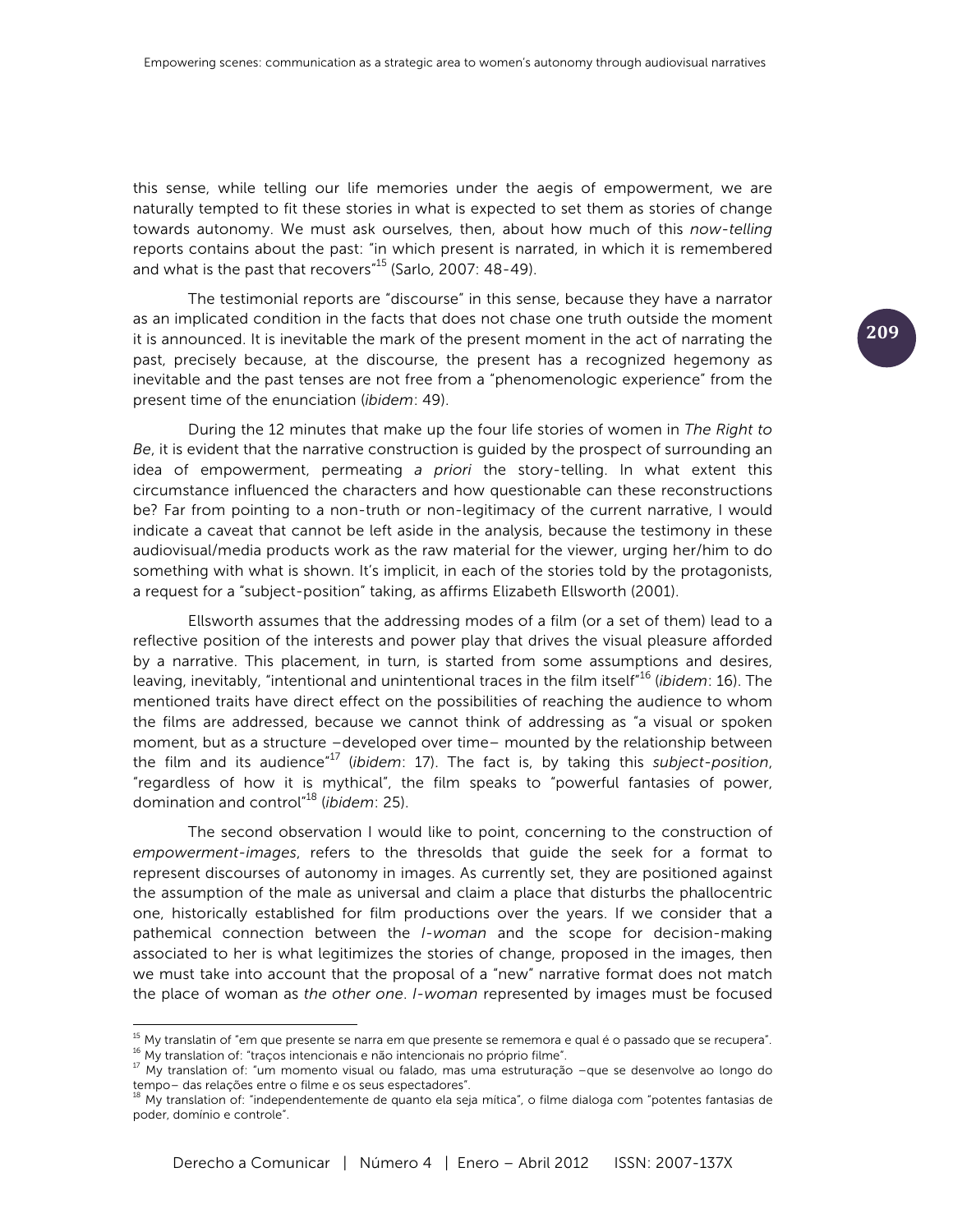this sense, while telling our life memories under the aegis of empowerment, we are naturally tempted to fit these stories in what is expected to set them as stories of change towards autonomy. We must ask ourselves, then, about how much of this *now-telling* reports contains about the past: "in which present is narrated, in which it is remembered and what is the past that recovers"[15] (Sarlo, 2007: 48-49).

The testimonial reports are "discourse" in this sense, because they have a narrator as an implicated condition in the facts that does not chase one truth outside the moment it is announced. It is inevitable the mark of the present moment in the act of narrating the past, precisely because, at the discourse, the present has a recognized hegemony as inevitable and the past tenses are not free from a "phenomenologic experience" from the present time of the enunciation (*ibidem*: 49).

During the 12 minutes that make up the four life stories of women in *The Right to Be*, it is evident that the narrative construction is guided by the prospect of surrounding an idea of empowerment, permeating *a priori* the story-telling. In what extent this circumstance influenced the characters and how questionable can these reconstructions be? Far from pointing to a non-truth or non-legitimacy of the current narrative, I would indicate a caveat that cannot be left aside in the analysis, because the testimony in these audiovisual/media products work as the raw material for the viewer, urging her/him to do something with what is shown. It's implicit, in each of the stories told by the protagonists, a request for a "subject-position" taking, as affirms Elizabeth Ellsworth (2001).

Ellsworth assumes that the addressing modes of a film (or a set of them) lead to a reflective position of the interests and power play that drives the visual pleasure afforded by a narrative. This placement, in turn, is started from some assumptions and desires, leaving, inevitably, "intentional and unintentional traces in the film itself"[16] (*ibidem*: 16). The mentioned traits have direct effect on the possibilities of reaching the audience to whom the films are addressed, because we cannot think of addressing as "a visual or spoken moment, but as a structure –developed over time– mounted by the relationship between the film and its audience"[17] (*ibidem*: 17). The fact is, by taking this *subject-position*, "regardless of how it is mythical", the film speaks to "powerful fantasies of power, domination and control"[18] (*ibidem*: 25).

The second observation I would like to point, concerning to the construction of *empowerment-images*, refers to the thresolds that guide the seek for a format to represent discourses of autonomy in images. As currently set, they are positioned against the assumption of the male as universal and claim a place that disturbs the phallocentric one, historically established for film productions over the years. If we consider that a pathemical connection between the *I-woman* and the scope for decision-making associated to her is what legitimizes the stories of change, proposed in the images, then we must take into account that the proposal of a "new" narrative format does not match the place of woman as *the other one*. *I-woman* represented by images must be focused

---

[15] My translatin of "em que presente se narra em que presente se rememora e qual é o passado que se recupera".

[16] My translation of: "traços intencionais e não intencionais no próprio filme".

[17] My translation of: "um momento visual ou falado, mas uma estruturação –que se desenvolve ao longo do tempo– das relações entre o filme e os seus espectadores".

[18] My translation of: "independentemente de quanto ela seja mítica", o filme dialoga com "potentes fantasias de poder, domínio e controle".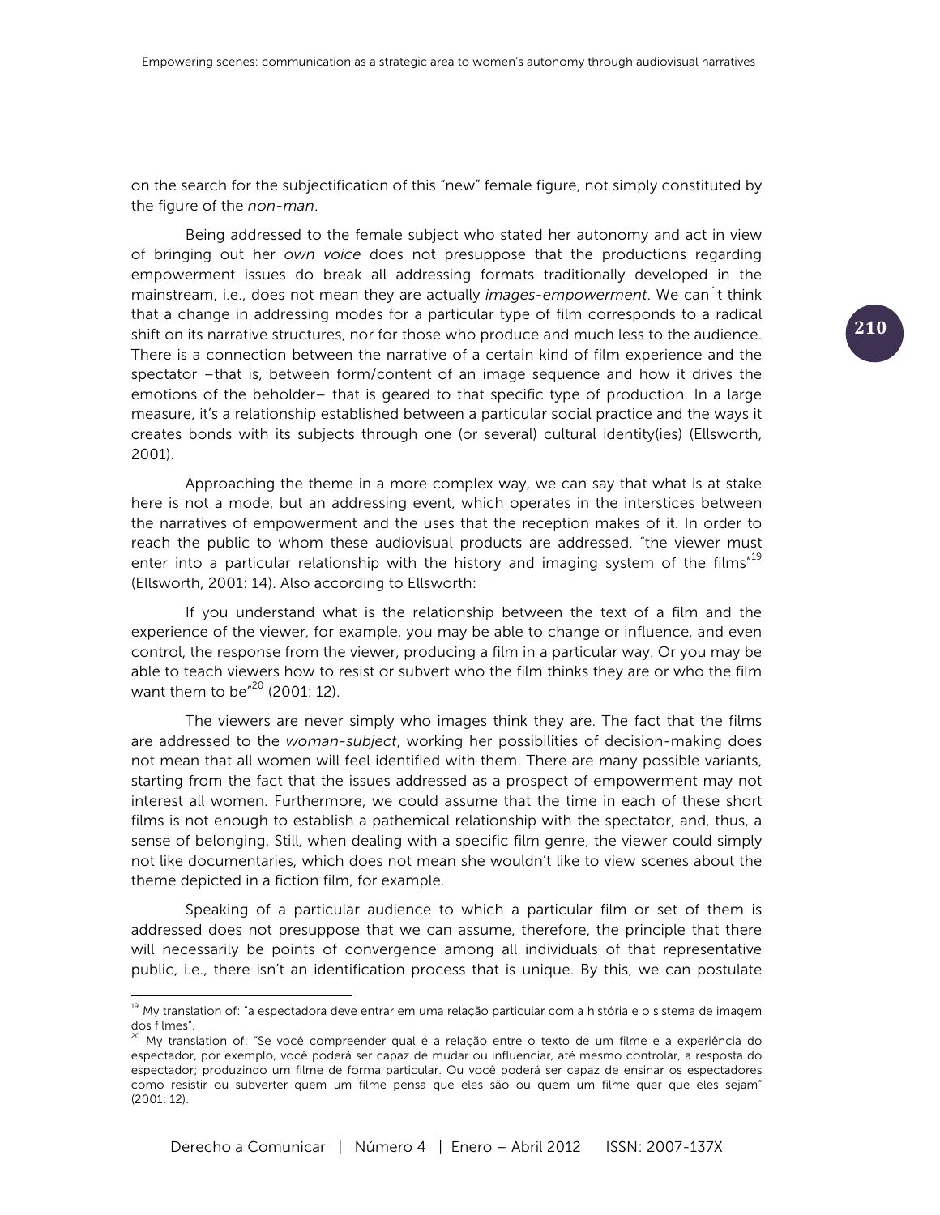on the search for the subjectification of this “new” female figure, not simply constituted by the figure of the *non-man*.

Being addressed to the female subject who stated her autonomy and act in view of bringing out her *own voice* does not presuppose that the productions regarding empowerment issues do break all addressing formats traditionally developed in the mainstream, i.e., does not mean they are actually *images-empowerment*. We can´t think that a change in addressing modes for a particular type of film corresponds to a radical shift on its narrative structures, nor for those who produce and much less to the audience. There is a connection between the narrative of a certain kind of film experience and the spectator –that is, between form/content of an image sequence and how it drives the emotions of the beholder– that is geared to that specific type of production. In a large measure, it’s a relationship established between a particular social practice and the ways it creates bonds with its subjects through one (or several) cultural identity(ies) (Ellsworth, 2001).

Approaching the theme in a more complex way, we can say that what is at stake here is not a mode, but an addressing event, which operates in the interstices between the narratives of empowerment and the uses that the reception makes of it. In order to reach the public to whom these audiovisual products are addressed, “the viewer must enter into a particular relationship with the history and imaging system of the films”[19] (Ellsworth, 2001: 14). Also according to Ellsworth:

> If you understand what is the relationship between the text of a film and the experience of the viewer, for example, you may be able to change or influence, and even control, the response from the viewer, producing a film in a particular way. Or you may be able to teach viewers how to resist or subvert who the film thinks they are or who the film want them to be”[20] (2001: 12).

The viewers are never simply who images think they are. The fact that the films are addressed to the *woman-subject*, working her possibilities of decision-making does not mean that all women will feel identified with them. There are many possible variants, starting from the fact that the issues addressed as a prospect of empowerment may not interest all women. Furthermore, we could assume that the time in each of these short films is not enough to establish a pathemical relationship with the spectator, and, thus, a sense of belonging. Still, when dealing with a specific film genre, the viewer could simply not like documentaries, which does not mean she wouldn’t like to view scenes about the theme depicted in a fiction film, for example.

Speaking of a particular audience to which a particular film or set of them is addressed does not presuppose that we can assume, therefore, the principle that there will necessarily be points of convergence among all individuals of that representative public, i.e., there isn’t an identification process that is unique. By this, we can postulate

---

[19] My translation of: “a espectadora deve entrar em uma relação particular com a história e o sistema de imagem dos filmes”.

[20] My translation of: “Se você compreender qual é a relação entre o texto de um filme e a experiência do espectador, por exemplo, você poderá ser capaz de mudar ou influenciar, até mesmo controlar, a resposta do espectador; produzindo um filme de forma particular. Ou você poderá ser capaz de ensinar os espectadores como resistir ou subverter quem um filme pensa que eles são ou quem um filme quer que eles sejam” (2001: 12).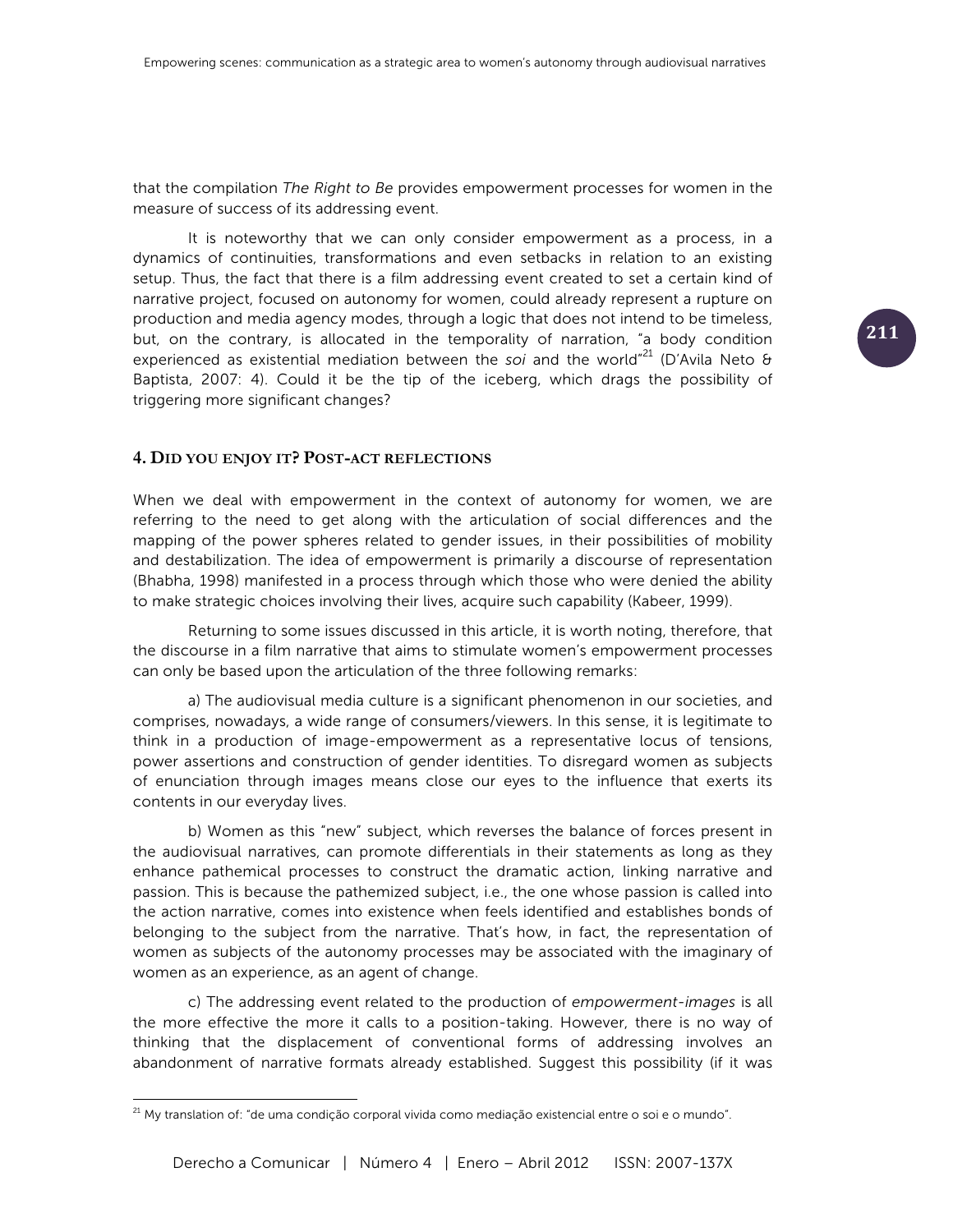that the compilation *The Right to Be* provides empowerment processes for women in the measure of success of its addressing event.

It is noteworthy that we can only consider empowerment as a process, in a dynamics of continuities, transformations and even setbacks in relation to an existing setup. Thus, the fact that there is a film addressing event created to set a certain kind of narrative project, focused on autonomy for women, could already represent a rupture on production and media agency modes, through a logic that does not intend to be timeless, but, on the contrary, is allocated in the temporality of narration, "a body condition experienced as existential mediation between the *soi* and the world"[21] (D'Avila Neto & Baptista, 2007: 4). Could it be the tip of the iceberg, which drags the possibility of triggering more significant changes?

## 4. Did you enjoy it? Post-act reflections

When we deal with empowerment in the context of autonomy for women, we are referring to the need to get along with the articulation of social differences and the mapping of the power spheres related to gender issues, in their possibilities of mobility and destabilization. The idea of empowerment is primarily a discourse of representation (Bhabha, 1998) manifested in a process through which those who were denied the ability to make strategic choices involving their lives, acquire such capability (Kabeer, 1999).

Returning to some issues discussed in this article, it is worth noting, therefore, that the discourse in a film narrative that aims to stimulate women's empowerment processes can only be based upon the articulation of the three following remarks:

a) The audiovisual media culture is a significant phenomenon in our societies, and comprises, nowadays, a wide range of consumers/viewers. In this sense, it is legitimate to think in a production of image-empowerment as a representative locus of tensions, power assertions and construction of gender identities. To disregard women as subjects of enunciation through images means close our eyes to the influence that exerts its contents in our everyday lives.

b) Women as this "new" subject, which reverses the balance of forces present in the audiovisual narratives, can promote differentials in their statements as long as they enhance pathemical processes to construct the dramatic action, linking narrative and passion. This is because the pathemized subject, i.e., the one whose passion is called into the action narrative, comes into existence when feels identified and establishes bonds of belonging to the subject from the narrative. That's how, in fact, the representation of women as subjects of the autonomy processes may be associated with the imaginary of women as an experience, as an agent of change.

c) The addressing event related to the production of *empowerment-images* is all the more effective the more it calls to a position-taking. However, there is no way of thinking that the displacement of conventional forms of addressing involves an abandonment of narrative formats already established. Suggest this possibility (if it was

[21] My translation of: "de uma condição corporal vivida como mediação existencial entre o soi e o mundo".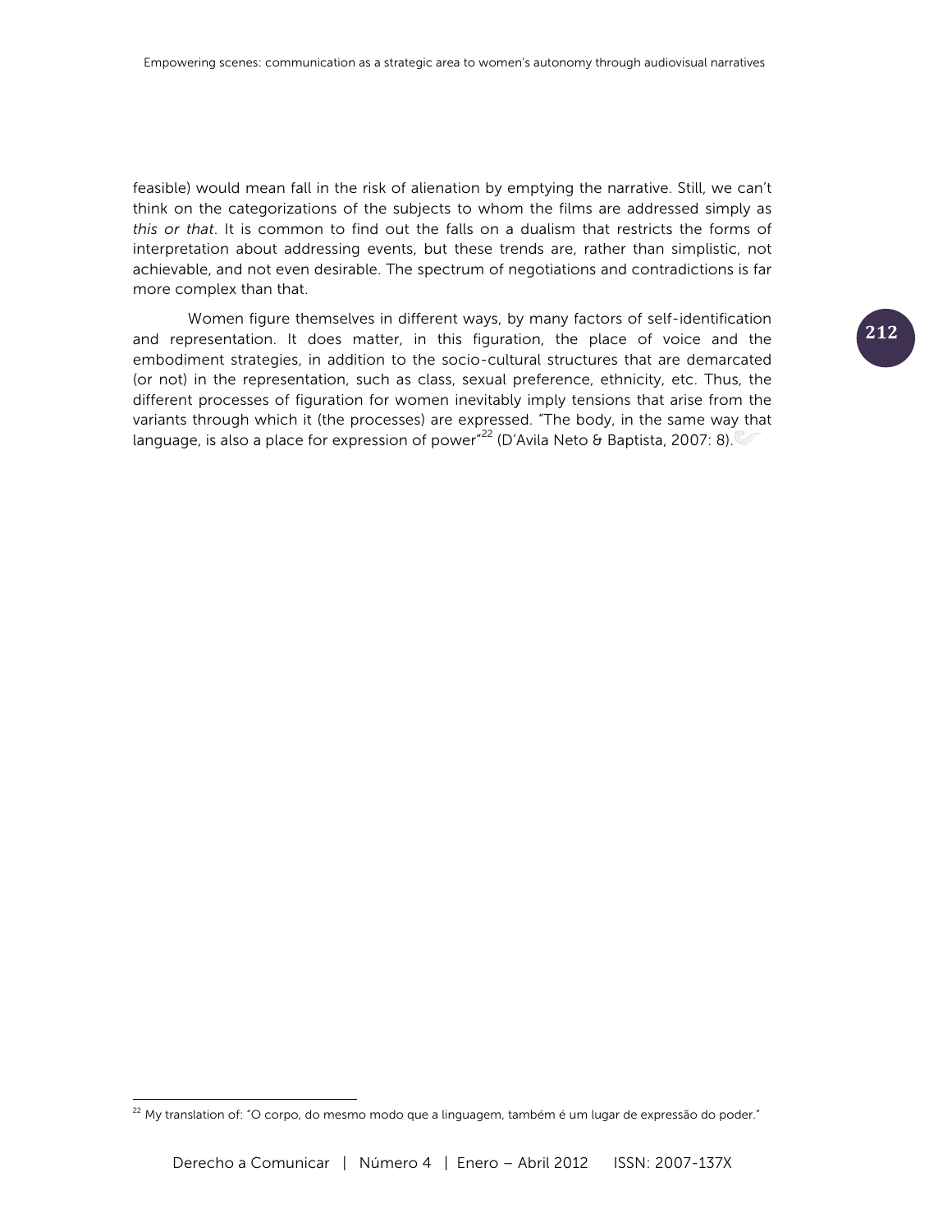feasible) would mean fall in the risk of alienation by emptying the narrative. Still, we can't think on the categorizations of the subjects to whom the films are addressed simply as *this or that*. It is common to find out the falls on a dualism that restricts the forms of interpretation about addressing events, but these trends are, rather than simplistic, not achievable, and not even desirable. The spectrum of negotiations and contradictions is far more complex than that.

Women figure themselves in different ways, by many factors of self-identification and representation. It does matter, in this figuration, the place of voice and the embodiment strategies, in addition to the socio-cultural structures that are demarcated (or not) in the representation, such as class, sexual preference, ethnicity, etc. Thus, the different processes of figuration for women inevitably imply tensions that arise from the variants through which it (the processes) are expressed. "The body, in the same way that language, is also a place for expression of power"[22] (D'Avila Neto & Baptista, 2007: 8).

---

[22] My translation of: "O corpo, do mesmo modo que a linguagem, também é um lugar de expressão do poder."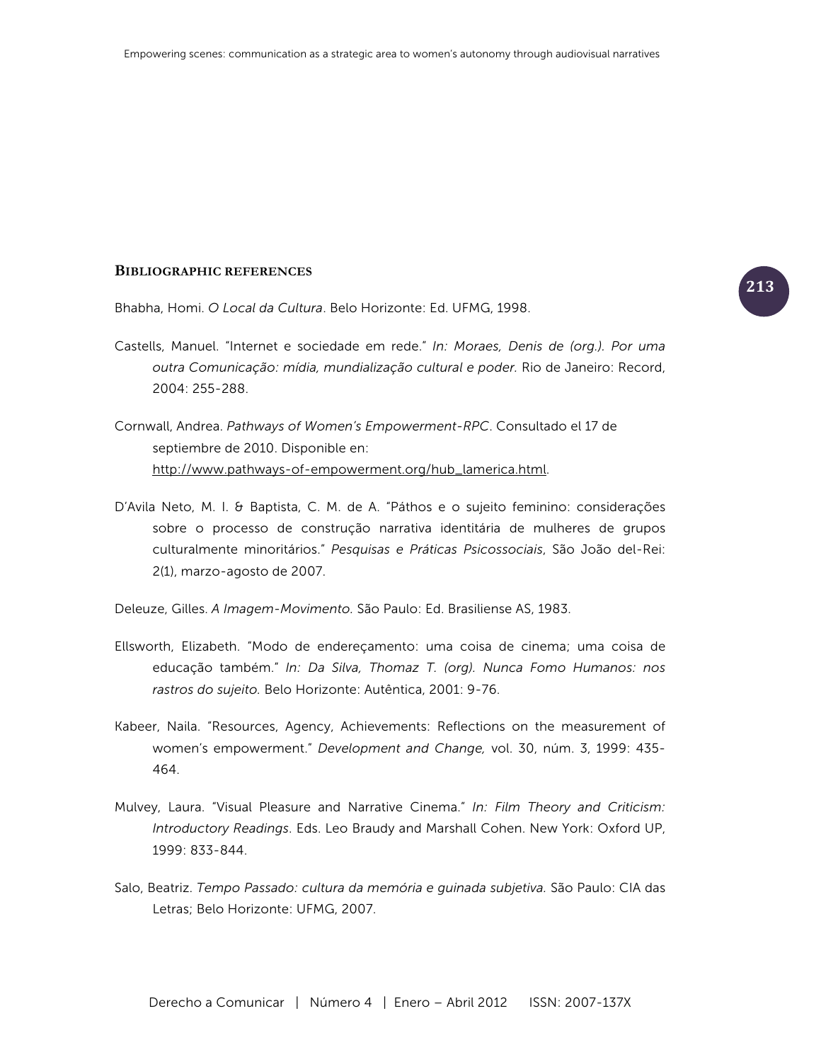## Bibliographic references

Bhabha, Homi. *O Local da Cultura*. Belo Horizonte: Ed. UFMG, 1998.

Castells, Manuel. "Internet e sociedade em rede." *In: Moraes, Denis de (org.). Por uma outra Comunicação: mídia, mundialização cultural e poder.* Rio de Janeiro: Record, 2004: 255-288.

Cornwall, Andrea. *Pathways of Women's Empowerment-RPC*. Consultado el 17 de septiembre de 2010. Disponible en: http://www.pathways-of-empowerment.org/hub_lamerica.html.

D'Avila Neto, M. I. & Baptista, C. M. de A. "Páthos e o sujeito feminino: considerações sobre o processo de construção narrativa identitária de mulheres de grupos culturalmente minoritários." *Pesquisas e Práticas Psicossociais*, São João del-Rei: 2(1), marzo-agosto de 2007.

Deleuze, Gilles. *A Imagem-Movimento.* São Paulo: Ed. Brasiliense AS, 1983.

Ellsworth, Elizabeth. "Modo de endereçamento: uma coisa de cinema; uma coisa de educação também." *In: Da Silva, Thomaz T. (org). Nunca Fomo Humanos: nos rastros do sujeito.* Belo Horizonte: Autêntica, 2001: 9-76.

Kabeer, Naila. "Resources, Agency, Achievements: Reflections on the measurement of women's empowerment." *Development and Change,* vol. 30, núm. 3, 1999: 435-464.

Mulvey, Laura. "Visual Pleasure and Narrative Cinema." *In: Film Theory and Criticism: Introductory Readings*. Eds. Leo Braudy and Marshall Cohen. New York: Oxford UP, 1999: 833-844.

Salo, Beatriz. *Tempo Passado: cultura da memória e guinada subjetiva.* São Paulo: CIA das Letras; Belo Horizonte: UFMG, 2007.